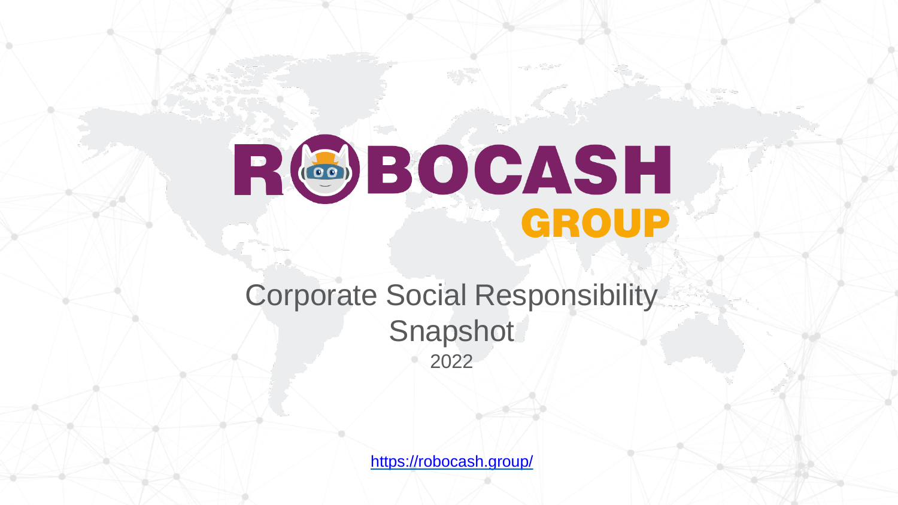# ROBOCASH GROUP

## Corporate Social Responsibility Snapshot

2022

https://robocash.group/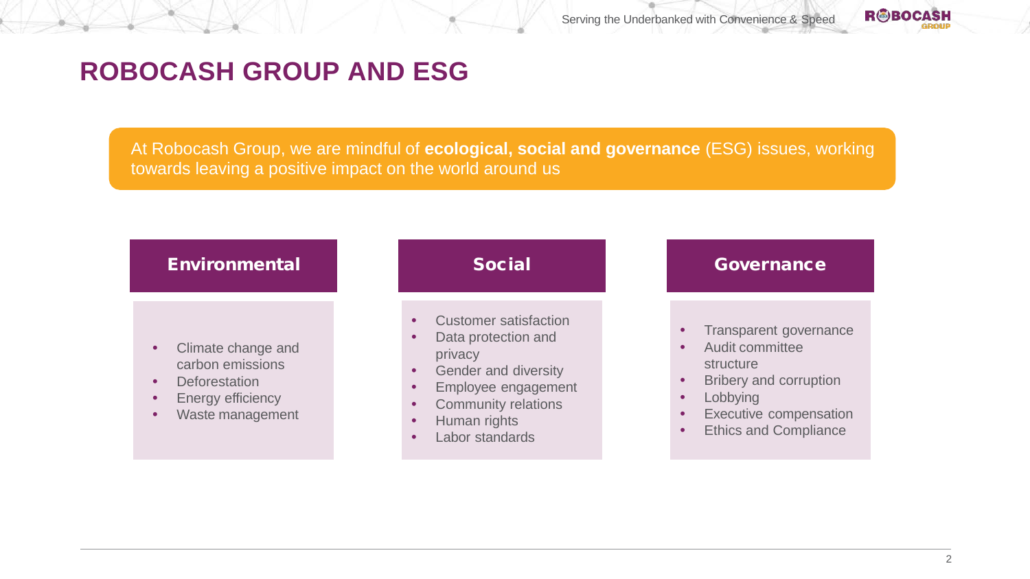# ROBOCASH GROUP AND ESG

At Robocash Group, we are mindful of **ecological, social and governance** (ESG) issues, working towards leaving a positive impact on the world around us

## Environmental

- Climate change and carbon emissions
- Deforestation
- Energy efficiency
- Waste management

## Social

- Customer satisfaction
- Data protection and privacy
- Gender and diversity
- Employee engagement
- Community relations
- Human rights
- Labor standards

## Governance

- Transparent governance
- Audit committee structure
- Bribery and corruption
- Lobbying
- Executive compensation
- Ethics and Compliance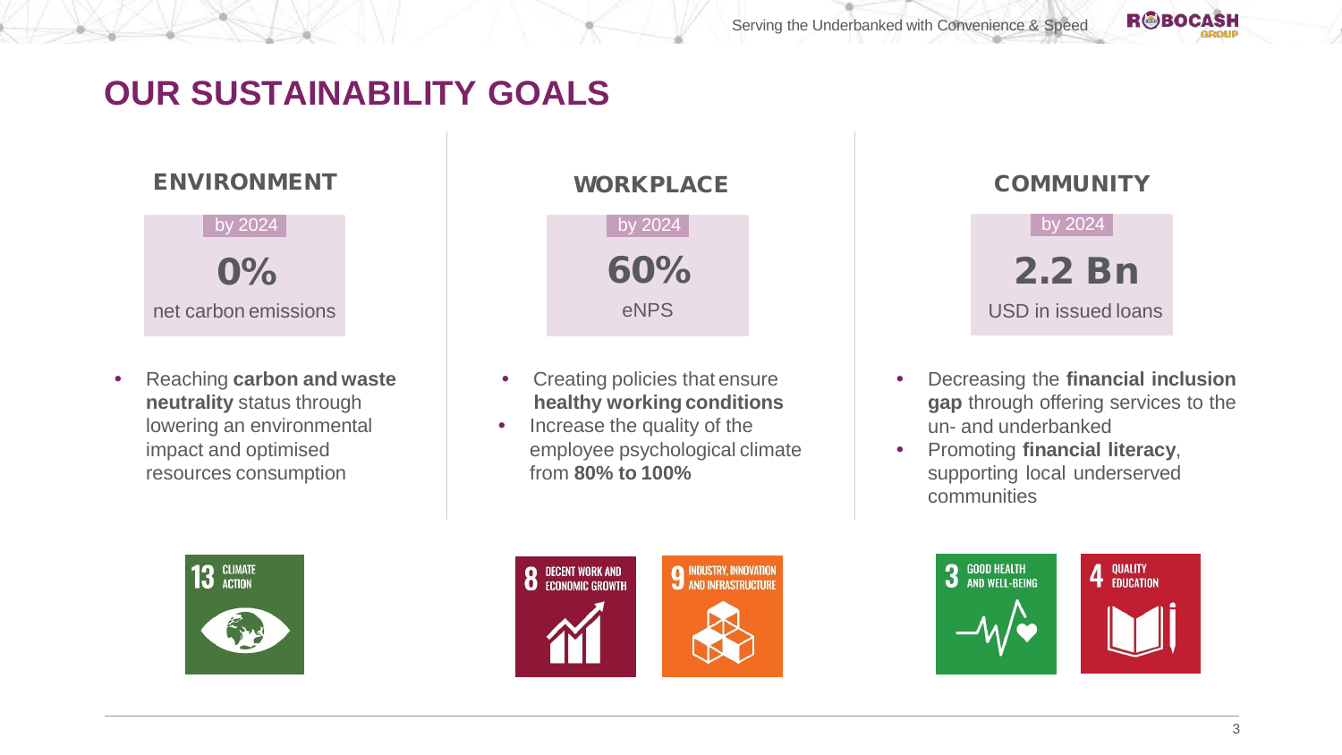# OUR SUSTAINABILITY GOALS

## ENVIRONMENT

by 2024

**0%**

net carbon emissions

- Reaching **carbon and waste neutrality** status through lowering an environmental impact and optimised resources consumption

13 CLIMATE ACTION

## WORKPLACE

by 2024

**60%**

eNPS

- Creating policies that ensure **healthy working conditions**
- Increase the quality of the employee psychological climate from **80% to 100%**

8 DECENT WORK AND ECONOMIC GROWTH

9 INDUSTRY, INNOVATION AND INFRASTRUCTURE

## COMMUNITY

by 2024

**2.2 Bn**

USD in issued loans

- Decreasing the **financial inclusion gap** through offering services to the un- and underbanked
- Promoting **financial literacy**, supporting local underserved communities

3 GOOD HEALTH AND WELL-BEING

4 QUALITY EDUCATION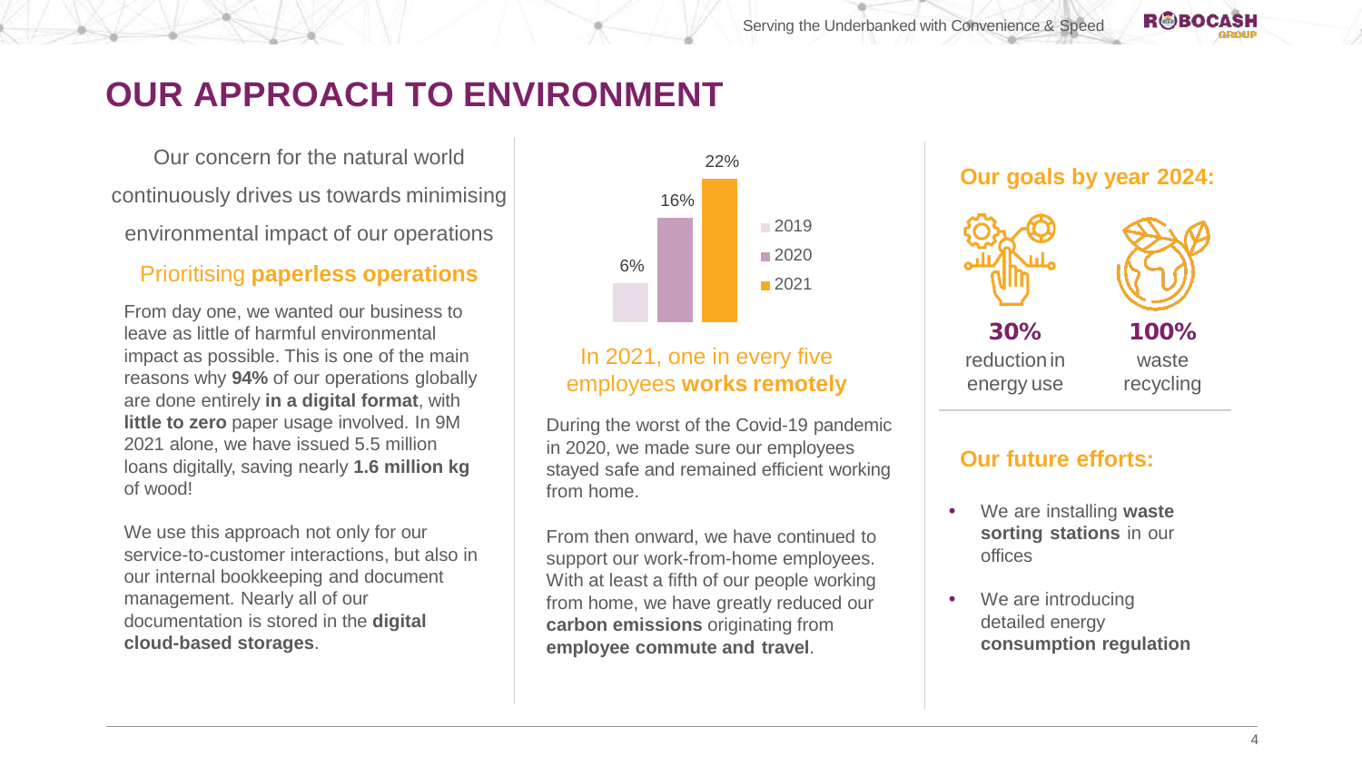# OUR APPROACH TO ENVIRONMENT

Our concern for the natural world continuously drives us towards minimising environmental impact of our operations

## Prioritising **paperless operations**

From day one, we wanted our business to leave as little of harmful environmental impact as possible. This is one of the main reasons why **94%** of our operations globally are done entirely **in a digital format**, with **little to zero** paper usage involved. In 9M 2021 alone, we have issued 5.5 million loans digitally, saving nearly **1.6 million kg** of wood!

We use this approach not only for our service-to-customer interactions, but also in our internal bookkeeping and document management. Nearly all of our documentation is stored in the **digital cloud-based storages**.

| Year | Share |
| --- | --- |
| 2019 | 6% |
| 2020 | 16% |
| 2021 | 22% |

## In 2021, one in every five employees **works remotely**

During the worst of the Covid-19 pandemic in 2020, we made sure our employees stayed safe and remained efficient working from home.

From then onward, we have continued to support our work-from-home employees. With at least a fifth of our people working from home, we have greatly reduced our **carbon emissions** originating from **employee commute and travel**.

## Our goals by year 2024:

**30%** reduction in energy use

**100%** waste recycling

## Our future efforts:

- We are installing **waste sorting stations** in our offices
- We are introducing detailed energy **consumption regulation**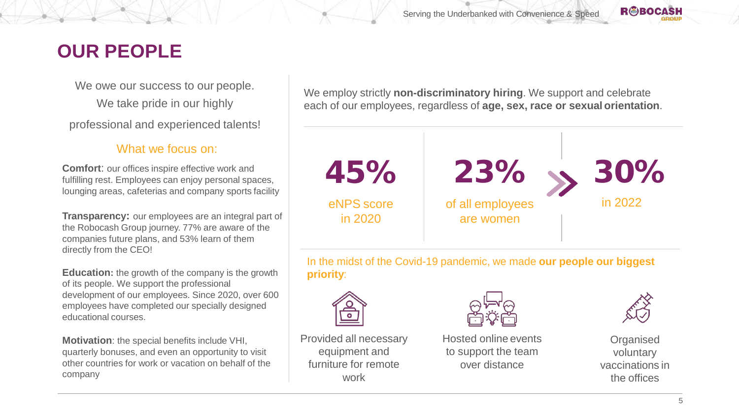# OUR PEOPLE

We owe our success to our people.
We take pride in our highly professional and experienced talents!

### What we focus on:

**Comfort**: our offices inspire effective work and fulfilling rest. Employees can enjoy personal spaces, lounging areas, cafeterias and company sports facility

**Transparency:** our employees are an integral part of the Robocash Group journey. 77% are aware of the companies future plans, and 53% learn of them directly from the CEO!

**Education:** the growth of the company is the growth of its people. We support the professional development of our employees. Since 2020, over 600 employees have completed our specially designed educational courses.

**Motivation**: the special benefits include VHI, quarterly bonuses, and even an opportunity to visit other countries for work or vacation on behalf of the company

We employ strictly **non-discriminatory hiring**. We support and celebrate each of our employees, regardless of **age, sex, race or sexual orientation**.

**45%**
eNPS score in 2020

**23%**
of all employees are women

**30%**
in 2022

In the midst of the Covid-19 pandemic, we made **our people our biggest priority**:

- Provided all necessary equipment and furniture for remote work
- Hosted online events to support the team over distance
- Organised voluntary vaccinations in the offices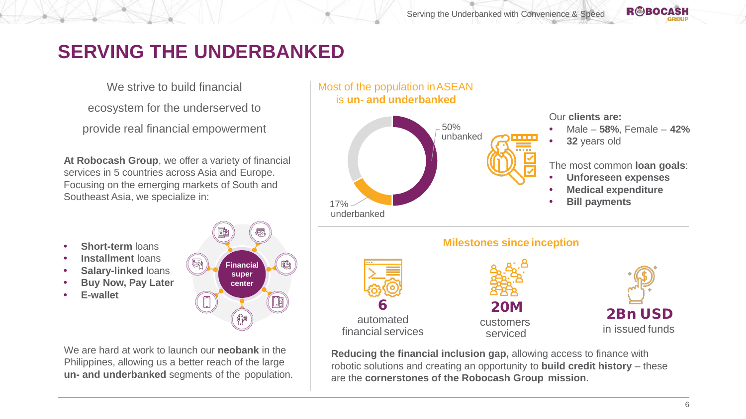# SERVING THE UNDERBANKED

We strive to build financial ecosystem for the underserved to provide real financial empowerment

**At Robocash Group**, we offer a variety of financial services in 5 countries across Asia and Europe. Focusing on the emerging markets of South and Southeast Asia, we specialize in:

- **Short-term** loans
- **Installment** loans
- **Salary-linked** loans
- **Buy Now, Pay Later**
- **E-wallet**

**Financial super center**

We are hard at work to launch our **neobank** in the Philippines, allowing us a better reach of the large **un- and underbanked** segments of the population.

## Most of the population in ASEAN is **un- and underbanked**

- 50% unbanked
- 17% underbanked

Our **clients are:**

- Male – **58%**, Female – **42%**
- **32** years old

The most common **loan goals**:

- **Unforeseen expenses**
- **Medical expenditure**
- **Bill payments**

## Milestones since inception

| **6** | **20M** | **2Bn USD** |
| --- | --- | --- |
| automated financial services | customers serviced | in issued funds |

**Reducing the financial inclusion gap,** allowing access to finance with robotic solutions and creating an opportunity to **build credit history** – these are the **cornerstones of the Robocash Group mission**.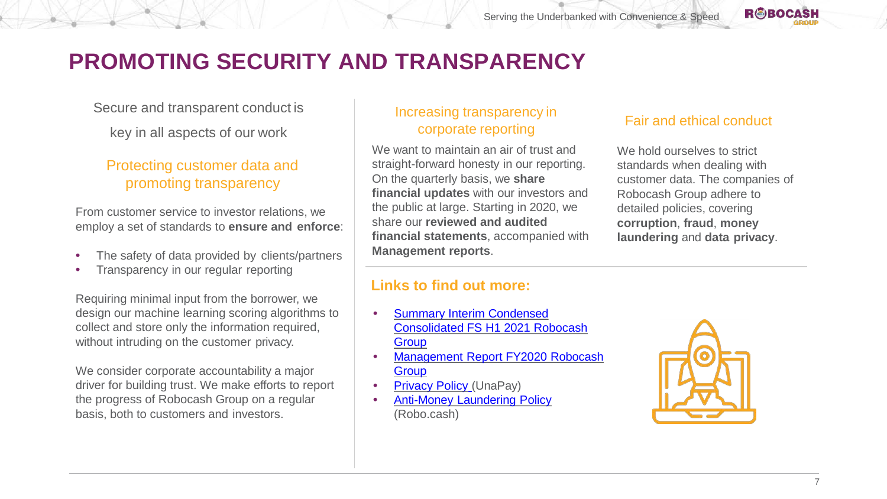# PROMOTING SECURITY AND TRANSPARENCY

Secure and transparent conduct is key in all aspects of our work

### Protecting customer data and promoting transparency

From customer service to investor relations, we employ a set of standards to **ensure and enforce**:

- The safety of data provided by clients/partners
- Transparency in our regular reporting

Requiring minimal input from the borrower, we design our machine learning scoring algorithms to collect and store only the information required, without intruding on the customer privacy.

We consider corporate accountability a major driver for building trust. We make efforts to report the progress of Robocash Group on a regular basis, both to customers and investors.

### Increasing transparency in corporate reporting

We want to maintain an air of trust and straight-forward honesty in our reporting. On the quarterly basis, we **share financial updates** with our investors and the public at large. Starting in 2020, we share our **reviewed and audited financial statements**, accompanied with **Management reports**.

### Fair and ethical conduct

We hold ourselves to strict standards when dealing with customer data. The companies of Robocash Group adhere to detailed policies, covering **corruption**, **fraud**, **money laundering** and **data privacy**.

## Links to find out more:

- Summary Interim Condensed Consolidated FS H1 2021 Robocash Group
- Management Report FY2020 Robocash Group
- Privacy Policy (UnaPay)
- Anti-Money Laundering Policy (Robo.cash)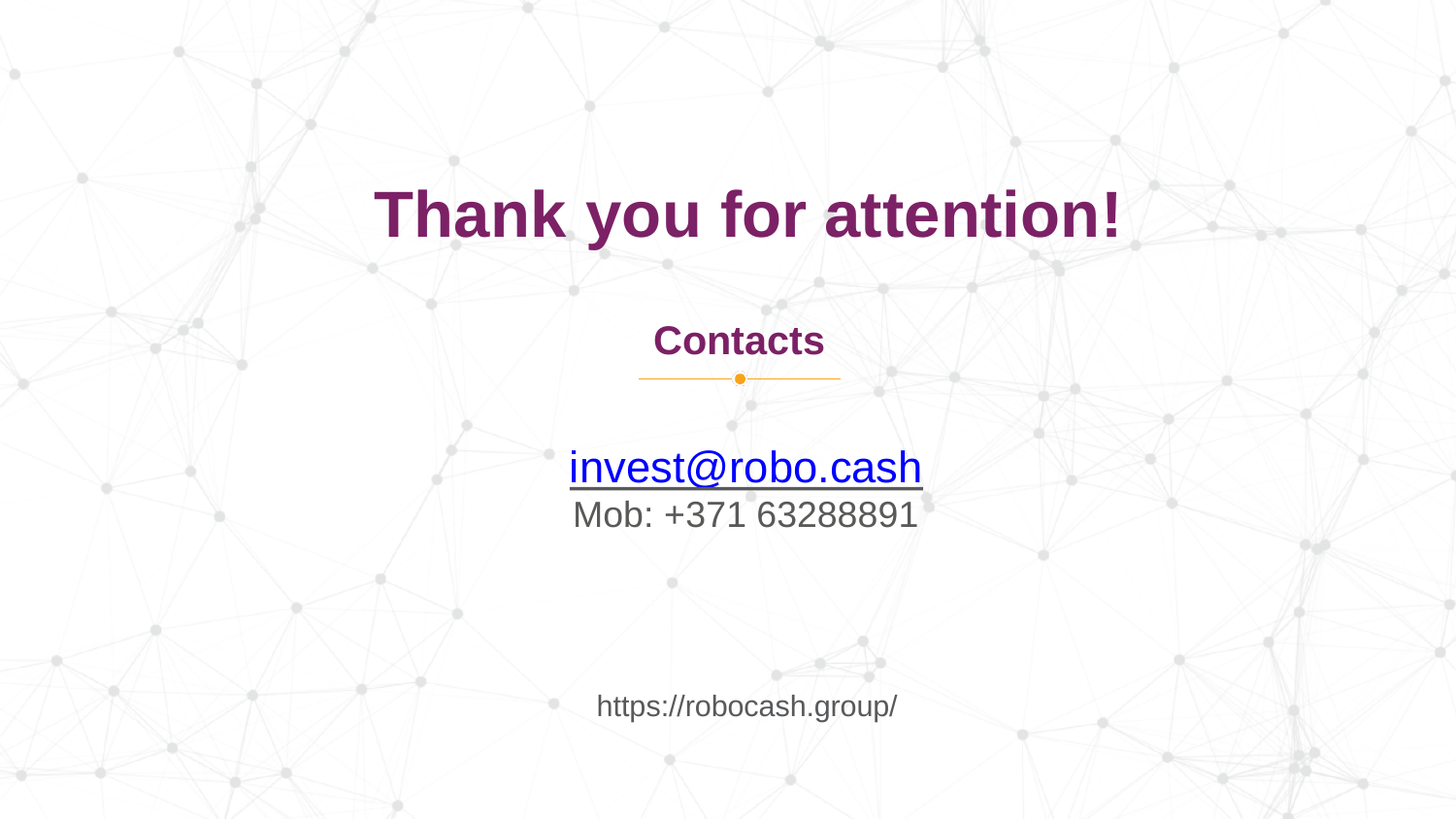# Thank you for attention!

## Contacts

invest@robo.cash

Mob: +371 63288891

https://robocash.group/